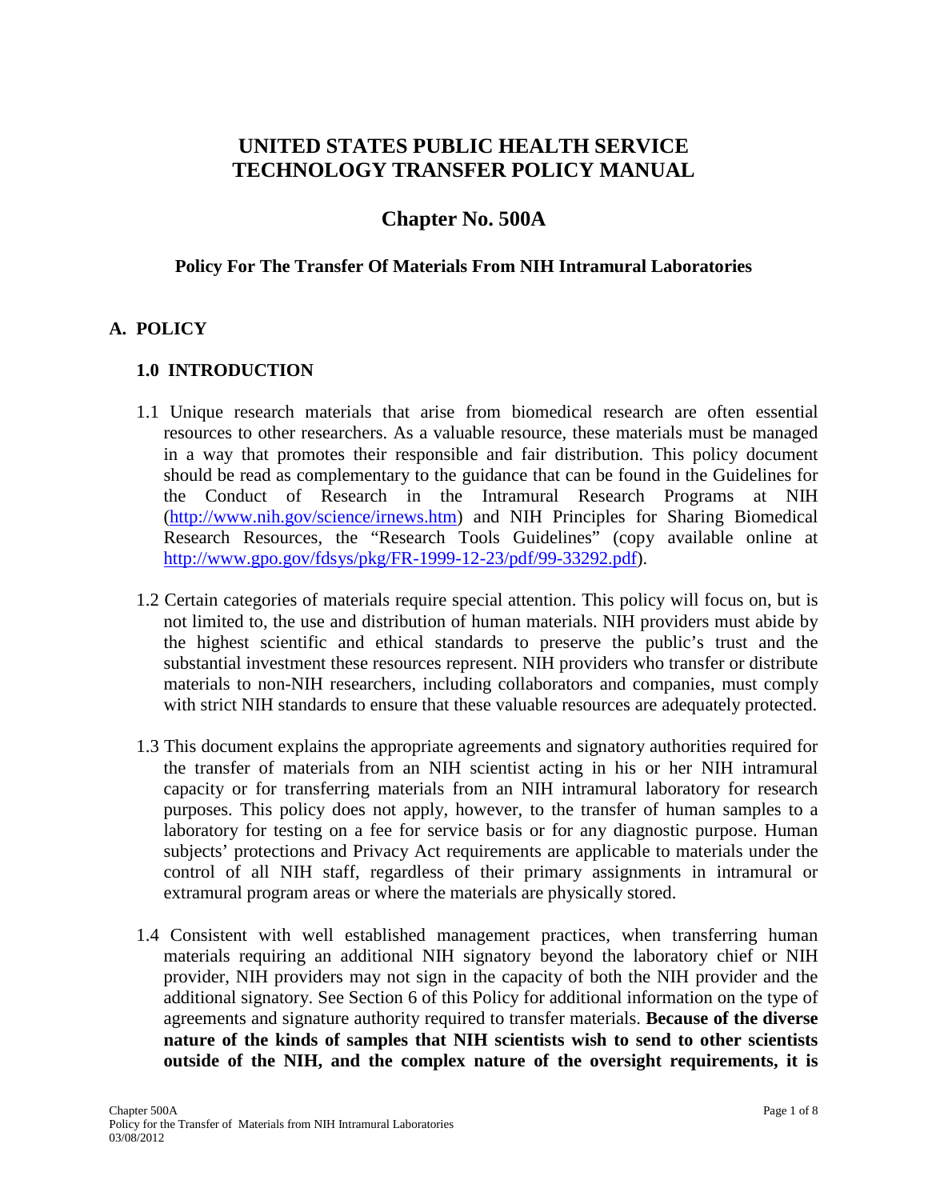# UNITED STATES PUBLIC HEALTH SERVICE TECHNOLOGY TRANSFER POLICY MANUAL

## Chapter No. 500A

### Policy For The Transfer Of Materials From NIH Intramural Laboratories

## A. POLICY

### 1.0 INTRODUCTION

1.1 Unique research materials that arise from biomedical research are often essential resources to other researchers. As a valuable resource, these materials must be managed in a way that promotes their responsible and fair distribution. This policy document should be read as complementary to the guidance that can be found in the Guidelines for the Conduct of Research in the Intramural Research Programs at NIH (http://www.nih.gov/science/irnews.htm) and NIH Principles for Sharing Biomedical Research Resources, the "Research Tools Guidelines" (copy available online at http://www.gpo.gov/fdsys/pkg/FR-1999-12-23/pdf/99-33292.pdf).

1.2 Certain categories of materials require special attention. This policy will focus on, but is not limited to, the use and distribution of human materials. NIH providers must abide by the highest scientific and ethical standards to preserve the public's trust and the substantial investment these resources represent. NIH providers who transfer or distribute materials to non-NIH researchers, including collaborators and companies, must comply with strict NIH standards to ensure that these valuable resources are adequately protected.

1.3 This document explains the appropriate agreements and signatory authorities required for the transfer of materials from an NIH scientist acting in his or her NIH intramural capacity or for transferring materials from an NIH intramural laboratory for research purposes. This policy does not apply, however, to the transfer of human samples to a laboratory for testing on a fee for service basis or for any diagnostic purpose. Human subjects' protections and Privacy Act requirements are applicable to materials under the control of all NIH staff, regardless of their primary assignments in intramural or extramural program areas or where the materials are physically stored.

1.4 Consistent with well established management practices, when transferring human materials requiring an additional NIH signatory beyond the laboratory chief or NIH provider, NIH providers may not sign in the capacity of both the NIH provider and the additional signatory. See Section 6 of this Policy for additional information on the type of agreements and signature authority required to transfer materials. **Because of the diverse nature of the kinds of samples that NIH scientists wish to send to other scientists outside of the NIH, and the complex nature of the oversight requirements, it is**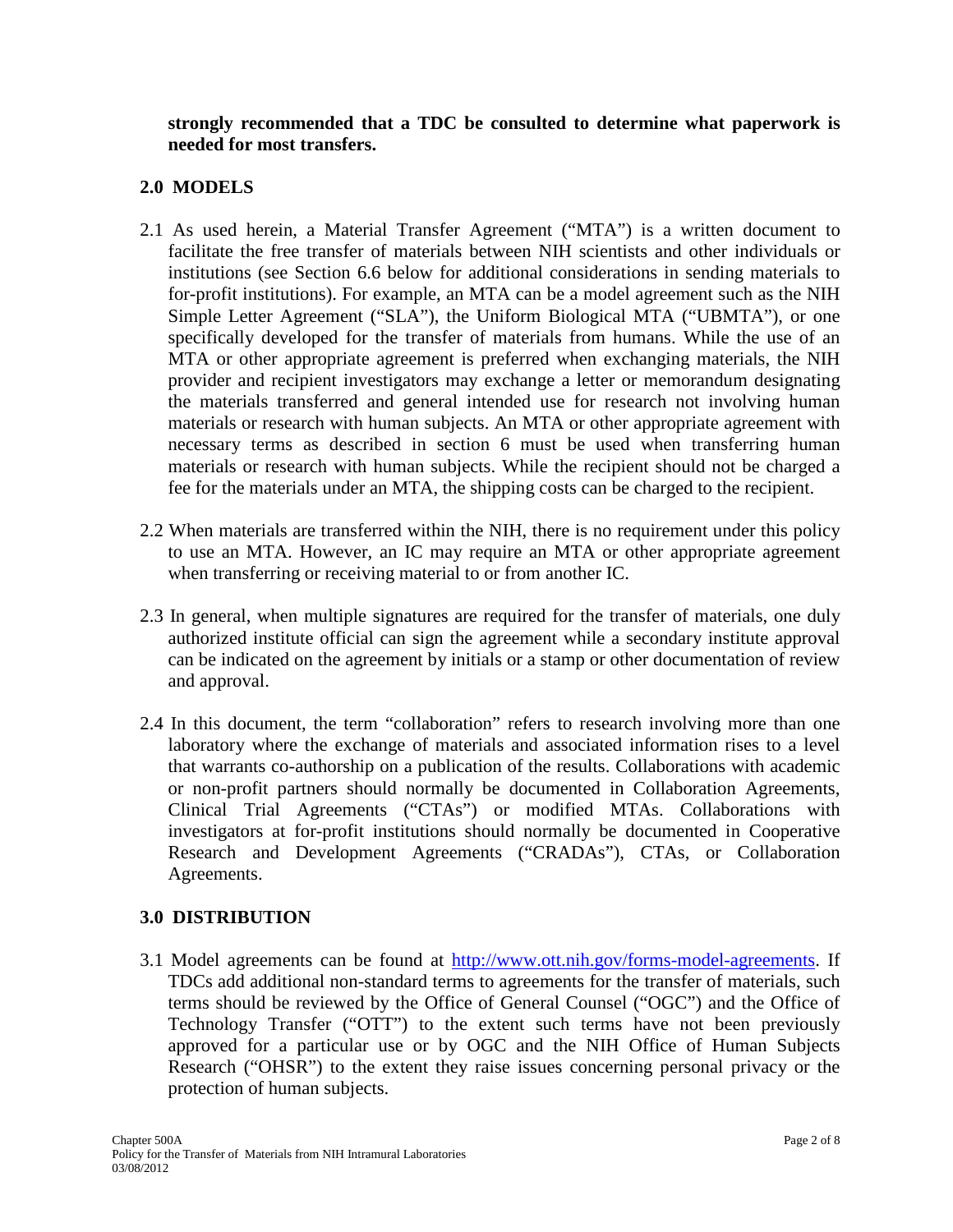**strongly recommended that a TDC be consulted to determine what paperwork is needed for most transfers.**

## 2.0 MODELS

2.1 As used herein, a Material Transfer Agreement ("MTA") is a written document to facilitate the free transfer of materials between NIH scientists and other individuals or institutions (see Section 6.6 below for additional considerations in sending materials to for-profit institutions). For example, an MTA can be a model agreement such as the NIH Simple Letter Agreement ("SLA"), the Uniform Biological MTA ("UBMTA"), or one specifically developed for the transfer of materials from humans. While the use of an MTA or other appropriate agreement is preferred when exchanging materials, the NIH provider and recipient investigators may exchange a letter or memorandum designating the materials transferred and general intended use for research not involving human materials or research with human subjects. An MTA or other appropriate agreement with necessary terms as described in section 6 must be used when transferring human materials or research with human subjects. While the recipient should not be charged a fee for the materials under an MTA, the shipping costs can be charged to the recipient.

2.2 When materials are transferred within the NIH, there is no requirement under this policy to use an MTA. However, an IC may require an MTA or other appropriate agreement when transferring or receiving material to or from another IC.

2.3 In general, when multiple signatures are required for the transfer of materials, one duly authorized institute official can sign the agreement while a secondary institute approval can be indicated on the agreement by initials or a stamp or other documentation of review and approval.

2.4 In this document, the term "collaboration" refers to research involving more than one laboratory where the exchange of materials and associated information rises to a level that warrants co-authorship on a publication of the results. Collaborations with academic or non-profit partners should normally be documented in Collaboration Agreements, Clinical Trial Agreements ("CTAs") or modified MTAs. Collaborations with investigators at for-profit institutions should normally be documented in Cooperative Research and Development Agreements ("CRADAs"), CTAs, or Collaboration Agreements.

## 3.0 DISTRIBUTION

3.1 Model agreements can be found at [http://www.ott.nih.gov/forms-model-agreements](http://www.ott.nih.gov/forms-model-agreements). If TDCs add additional non-standard terms to agreements for the transfer of materials, such terms should be reviewed by the Office of General Counsel ("OGC") and the Office of Technology Transfer ("OTT") to the extent such terms have not been previously approved for a particular use or by OGC and the NIH Office of Human Subjects Research ("OHSR") to the extent they raise issues concerning personal privacy or the protection of human subjects.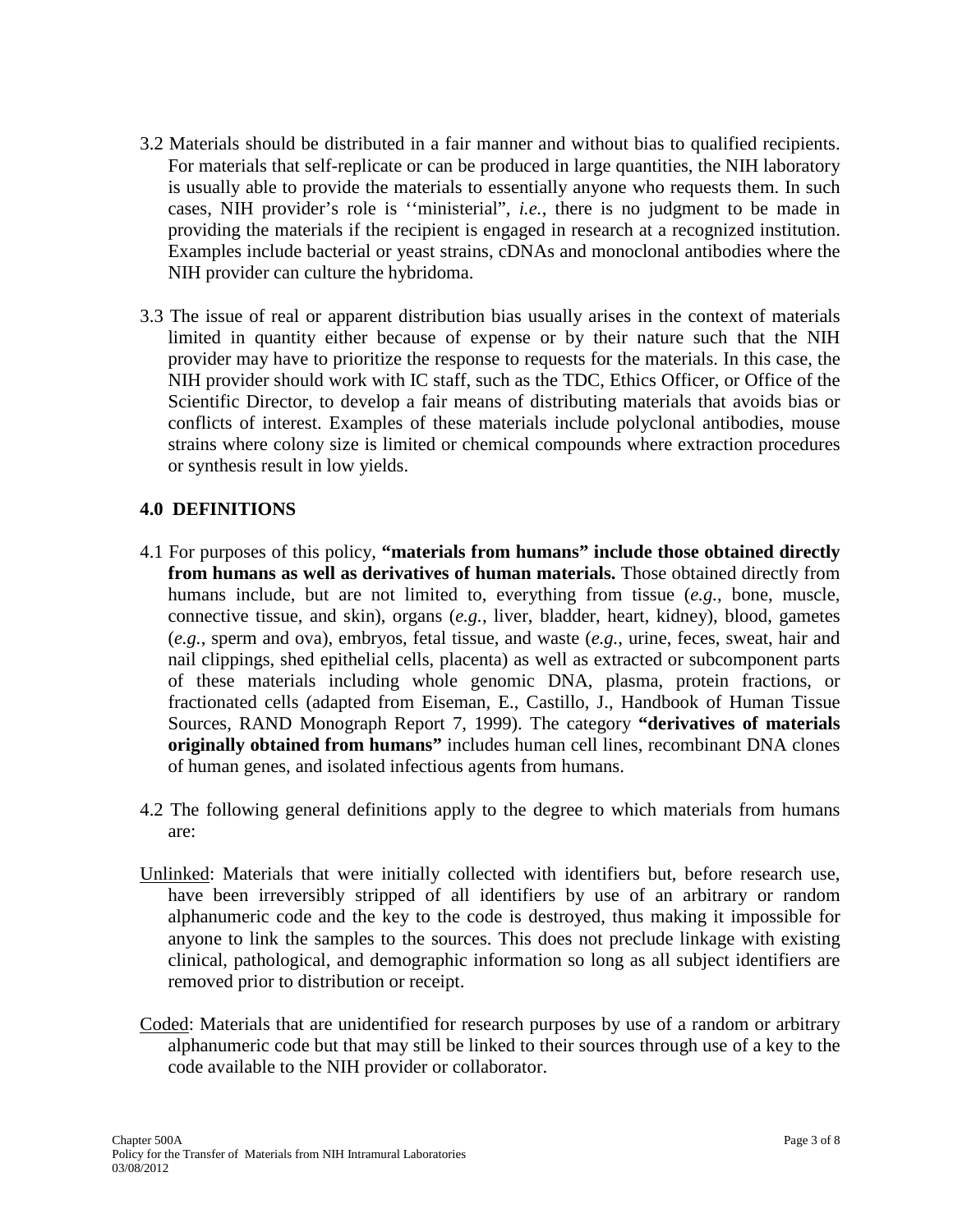3.2 Materials should be distributed in a fair manner and without bias to qualified recipients. For materials that self-replicate or can be produced in large quantities, the NIH laboratory is usually able to provide the materials to essentially anyone who requests them. In such cases, NIH provider's role is ''ministerial", *i.e.*, there is no judgment to be made in providing the materials if the recipient is engaged in research at a recognized institution. Examples include bacterial or yeast strains, cDNAs and monoclonal antibodies where the NIH provider can culture the hybridoma.

3.3 The issue of real or apparent distribution bias usually arises in the context of materials limited in quantity either because of expense or by their nature such that the NIH provider may have to prioritize the response to requests for the materials. In this case, the NIH provider should work with IC staff, such as the TDC, Ethics Officer, or Office of the Scientific Director, to develop a fair means of distributing materials that avoids bias or conflicts of interest. Examples of these materials include polyclonal antibodies, mouse strains where colony size is limited or chemical compounds where extraction procedures or synthesis result in low yields.

## 4.0 DEFINITIONS

4.1 For purposes of this policy, **"materials from humans" include those obtained directly from humans as well as derivatives of human materials.** Those obtained directly from humans include, but are not limited to, everything from tissue (*e.g.*, bone, muscle, connective tissue, and skin), organs (*e.g.*, liver, bladder, heart, kidney), blood, gametes (*e.g.*, sperm and ova), embryos, fetal tissue, and waste (*e.g.*, urine, feces, sweat, hair and nail clippings, shed epithelial cells, placenta) as well as extracted or subcomponent parts of these materials including whole genomic DNA, plasma, protein fractions, or fractionated cells (adapted from Eiseman, E., Castillo, J., Handbook of Human Tissue Sources, RAND Monograph Report 7, 1999). The category **"derivatives of materials originally obtained from humans"** includes human cell lines, recombinant DNA clones of human genes, and isolated infectious agents from humans.

4.2 The following general definitions apply to the degree to which materials from humans are:

Unlinked: Materials that were initially collected with identifiers but, before research use, have been irreversibly stripped of all identifiers by use of an arbitrary or random alphanumeric code and the key to the code is destroyed, thus making it impossible for anyone to link the samples to the sources. This does not preclude linkage with existing clinical, pathological, and demographic information so long as all subject identifiers are removed prior to distribution or receipt.

Coded: Materials that are unidentified for research purposes by use of a random or arbitrary alphanumeric code but that may still be linked to their sources through use of a key to the code available to the NIH provider or collaborator.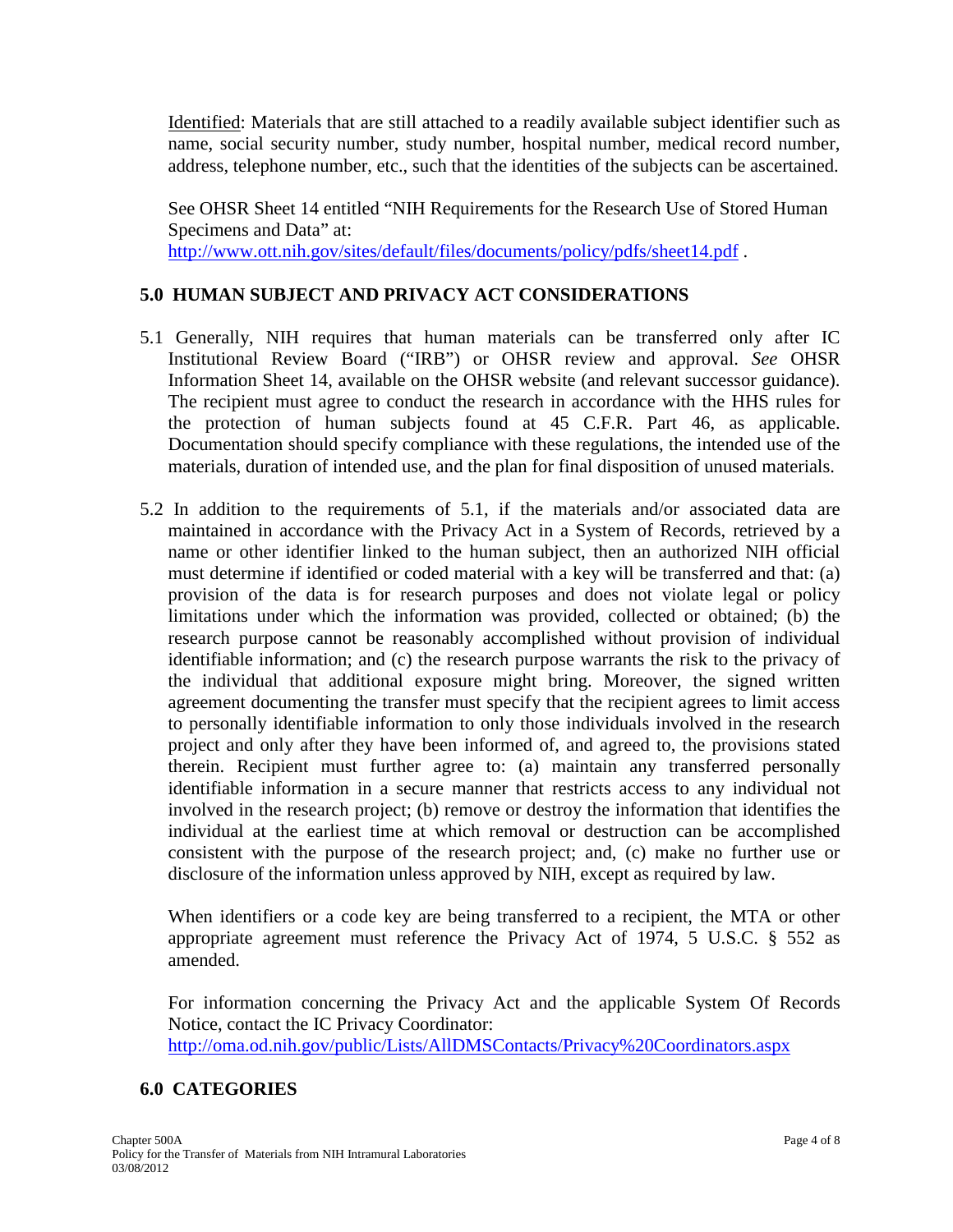Identified: Materials that are still attached to a readily available subject identifier such as name, social security number, study number, hospital number, medical record number, address, telephone number, etc., such that the identities of the subjects can be ascertained.

See OHSR Sheet 14 entitled "NIH Requirements for the Research Use of Stored Human Specimens and Data" at:
http://www.ott.nih.gov/sites/default/files/documents/policy/pdfs/sheet14.pdf .

## 5.0 HUMAN SUBJECT AND PRIVACY ACT CONSIDERATIONS

5.1 Generally, NIH requires that human materials can be transferred only after IC Institutional Review Board ("IRB") or OHSR review and approval. *See* OHSR Information Sheet 14, available on the OHSR website (and relevant successor guidance). The recipient must agree to conduct the research in accordance with the HHS rules for the protection of human subjects found at 45 C.F.R. Part 46, as applicable. Documentation should specify compliance with these regulations, the intended use of the materials, duration of intended use, and the plan for final disposition of unused materials.

5.2 In addition to the requirements of 5.1, if the materials and/or associated data are maintained in accordance with the Privacy Act in a System of Records, retrieved by a name or other identifier linked to the human subject, then an authorized NIH official must determine if identified or coded material with a key will be transferred and that: (a) provision of the data is for research purposes and does not violate legal or policy limitations under which the information was provided, collected or obtained; (b) the research purpose cannot be reasonably accomplished without provision of individual identifiable information; and (c) the research purpose warrants the risk to the privacy of the individual that additional exposure might bring. Moreover, the signed written agreement documenting the transfer must specify that the recipient agrees to limit access to personally identifiable information to only those individuals involved in the research project and only after they have been informed of, and agreed to, the provisions stated therein. Recipient must further agree to: (a) maintain any transferred personally identifiable information in a secure manner that restricts access to any individual not involved in the research project; (b) remove or destroy the information that identifies the individual at the earliest time at which removal or destruction can be accomplished consistent with the purpose of the research project; and, (c) make no further use or disclosure of the information unless approved by NIH, except as required by law.

When identifiers or a code key are being transferred to a recipient, the MTA or other appropriate agreement must reference the Privacy Act of 1974, 5 U.S.C. § 552 as amended.

For information concerning the Privacy Act and the applicable System Of Records Notice, contact the IC Privacy Coordinator:
http://oma.od.nih.gov/public/Lists/AllDMSContacts/Privacy%20Coordinators.aspx

## 6.0 CATEGORIES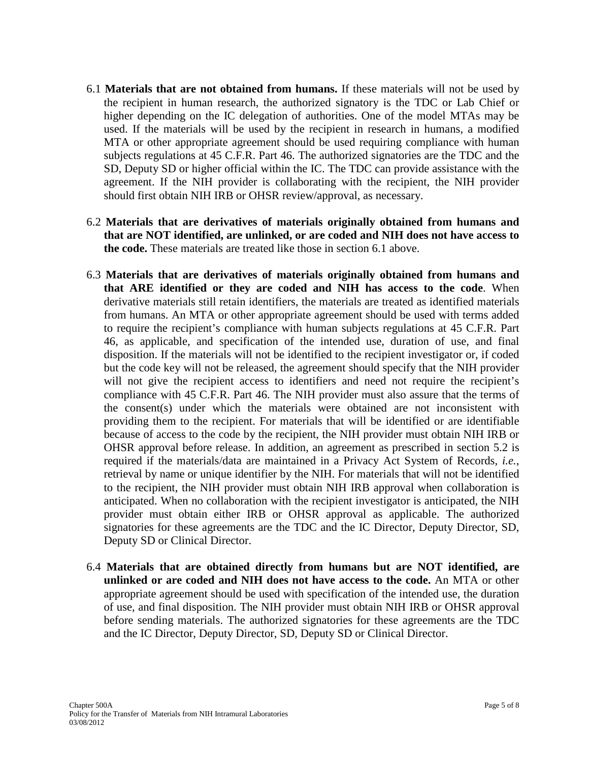6.1 **Materials that are not obtained from humans.** If these materials will not be used by the recipient in human research, the authorized signatory is the TDC or Lab Chief or higher depending on the IC delegation of authorities. One of the model MTAs may be used. If the materials will be used by the recipient in research in humans, a modified MTA or other appropriate agreement should be used requiring compliance with human subjects regulations at 45 C.F.R. Part 46. The authorized signatories are the TDC and the SD, Deputy SD or higher official within the IC. The TDC can provide assistance with the agreement. If the NIH provider is collaborating with the recipient, the NIH provider should first obtain NIH IRB or OHSR review/approval, as necessary.

6.2 **Materials that are derivatives of materials originally obtained from humans and that are NOT identified, are unlinked, or are coded and NIH does not have access to the code.** These materials are treated like those in section 6.1 above.

6.3 **Materials that are derivatives of materials originally obtained from humans and that ARE identified or they are coded and NIH has access to the code**. When derivative materials still retain identifiers, the materials are treated as identified materials from humans. An MTA or other appropriate agreement should be used with terms added to require the recipient's compliance with human subjects regulations at 45 C.F.R. Part 46, as applicable, and specification of the intended use, duration of use, and final disposition. If the materials will not be identified to the recipient investigator or, if coded but the code key will not be released, the agreement should specify that the NIH provider will not give the recipient access to identifiers and need not require the recipient's compliance with 45 C.F.R. Part 46. The NIH provider must also assure that the terms of the consent(s) under which the materials were obtained are not inconsistent with providing them to the recipient. For materials that will be identified or are identifiable because of access to the code by the recipient, the NIH provider must obtain NIH IRB or OHSR approval before release. In addition, an agreement as prescribed in section 5.2 is required if the materials/data are maintained in a Privacy Act System of Records, *i.e.*, retrieval by name or unique identifier by the NIH. For materials that will not be identified to the recipient, the NIH provider must obtain NIH IRB approval when collaboration is anticipated. When no collaboration with the recipient investigator is anticipated, the NIH provider must obtain either IRB or OHSR approval as applicable. The authorized signatories for these agreements are the TDC and the IC Director, Deputy Director, SD, Deputy SD or Clinical Director.

6.4 **Materials that are obtained directly from humans but are NOT identified, are unlinked or are coded and NIH does not have access to the code.** An MTA or other appropriate agreement should be used with specification of the intended use, the duration of use, and final disposition. The NIH provider must obtain NIH IRB or OHSR approval before sending materials. The authorized signatories for these agreements are the TDC and the IC Director, Deputy Director, SD, Deputy SD or Clinical Director.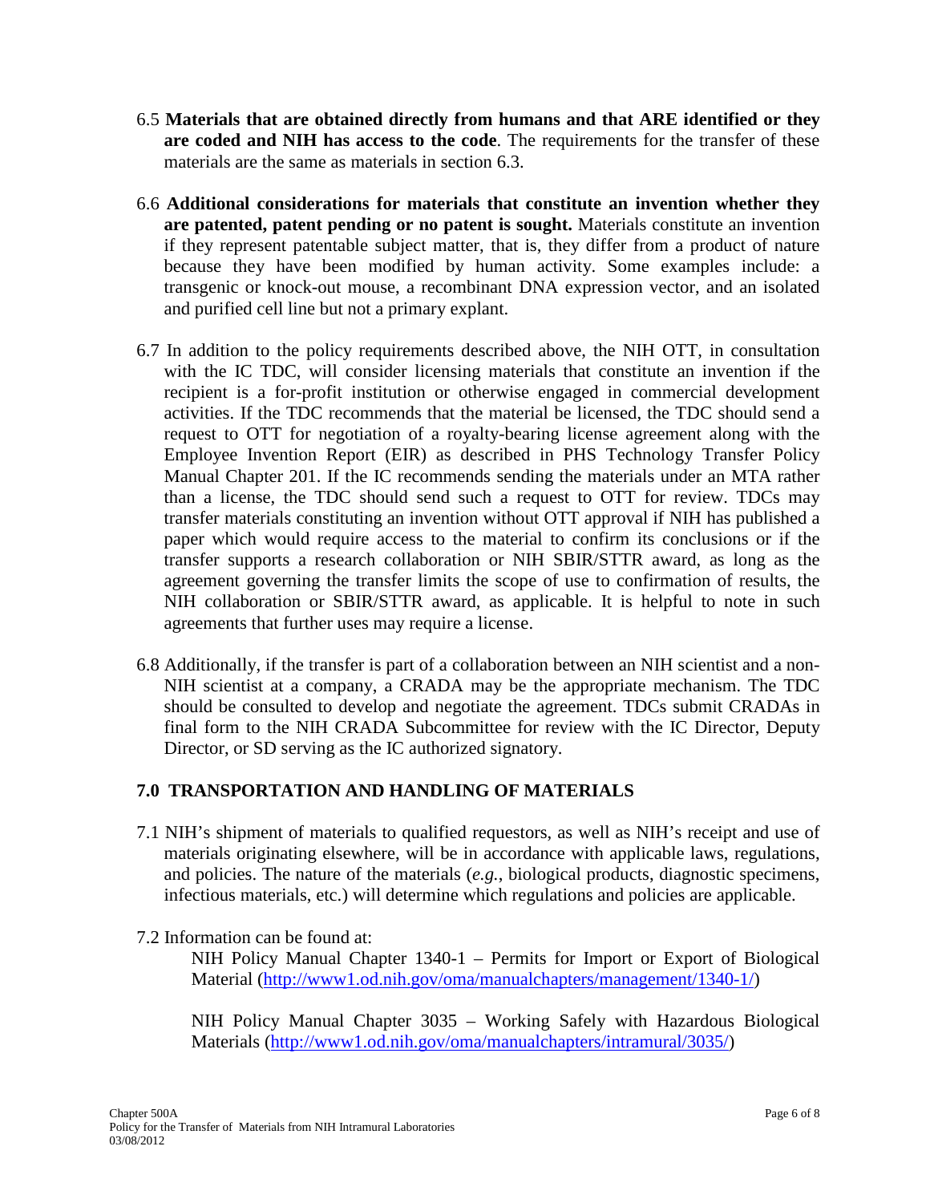6.5 **Materials that are obtained directly from humans and that ARE identified or they are coded and NIH has access to the code**. The requirements for the transfer of these materials are the same as materials in section 6.3.

6.6 **Additional considerations for materials that constitute an invention whether they are patented, patent pending or no patent is sought.** Materials constitute an invention if they represent patentable subject matter, that is, they differ from a product of nature because they have been modified by human activity. Some examples include: a transgenic or knock-out mouse, a recombinant DNA expression vector, and an isolated and purified cell line but not a primary explant.

6.7 In addition to the policy requirements described above, the NIH OTT, in consultation with the IC TDC, will consider licensing materials that constitute an invention if the recipient is a for-profit institution or otherwise engaged in commercial development activities. If the TDC recommends that the material be licensed, the TDC should send a request to OTT for negotiation of a royalty-bearing license agreement along with the Employee Invention Report (EIR) as described in PHS Technology Transfer Policy Manual Chapter 201. If the IC recommends sending the materials under an MTA rather than a license, the TDC should send such a request to OTT for review. TDCs may transfer materials constituting an invention without OTT approval if NIH has published a paper which would require access to the material to confirm its conclusions or if the transfer supports a research collaboration or NIH SBIR/STTR award, as long as the agreement governing the transfer limits the scope of use to confirmation of results, the NIH collaboration or SBIR/STTR award, as applicable. It is helpful to note in such agreements that further uses may require a license.

6.8 Additionally, if the transfer is part of a collaboration between an NIH scientist and a non-NIH scientist at a company, a CRADA may be the appropriate mechanism. The TDC should be consulted to develop and negotiate the agreement. TDCs submit CRADAs in final form to the NIH CRADA Subcommittee for review with the IC Director, Deputy Director, or SD serving as the IC authorized signatory.

## 7.0 TRANSPORTATION AND HANDLING OF MATERIALS

7.1 NIH's shipment of materials to qualified requestors, as well as NIH's receipt and use of materials originating elsewhere, will be in accordance with applicable laws, regulations, and policies. The nature of the materials (*e.g.*, biological products, diagnostic specimens, infectious materials, etc.) will determine which regulations and policies are applicable.

7.2 Information can be found at:

NIH Policy Manual Chapter 1340-1 – Permits for Import or Export of Biological Material (http://www1.od.nih.gov/oma/manualchapters/management/1340-1/)

NIH Policy Manual Chapter 3035 – Working Safely with Hazardous Biological Materials (http://www1.od.nih.gov/oma/manualchapters/intramural/3035/)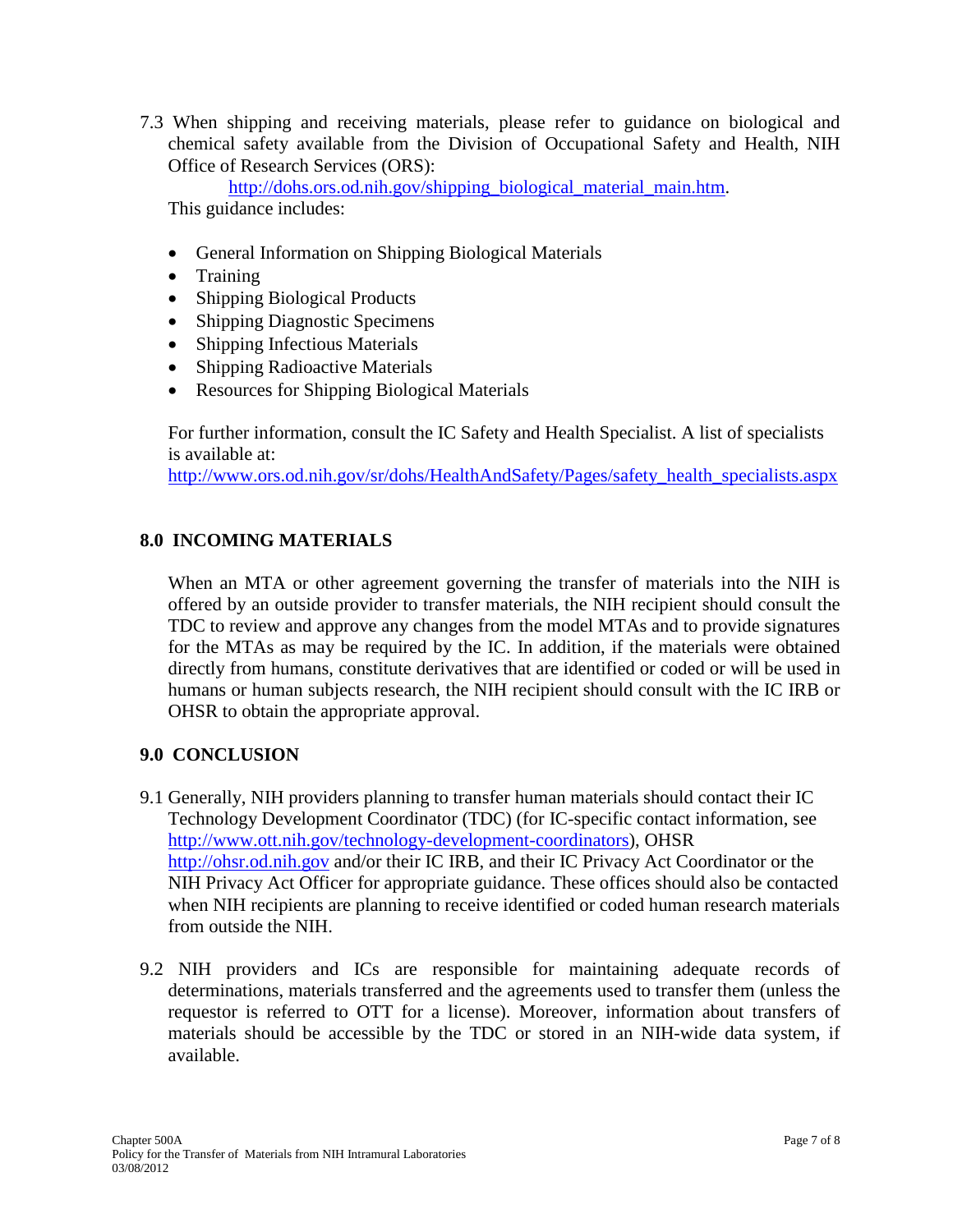7.3 When shipping and receiving materials, please refer to guidance on biological and chemical safety available from the Division of Occupational Safety and Health, NIH Office of Research Services (ORS):

http://dohs.ors.od.nih.gov/shipping_biological_material_main.htm.

This guidance includes:

- General Information on Shipping Biological Materials
- Training
- Shipping Biological Products
- Shipping Diagnostic Specimens
- Shipping Infectious Materials
- Shipping Radioactive Materials
- Resources for Shipping Biological Materials

For further information, consult the IC Safety and Health Specialist. A list of specialists is available at:
http://www.ors.od.nih.gov/sr/dohs/HealthAndSafety/Pages/safety_health_specialists.aspx

## 8.0 INCOMING MATERIALS

When an MTA or other agreement governing the transfer of materials into the NIH is offered by an outside provider to transfer materials, the NIH recipient should consult the TDC to review and approve any changes from the model MTAs and to provide signatures for the MTAs as may be required by the IC. In addition, if the materials were obtained directly from humans, constitute derivatives that are identified or coded or will be used in humans or human subjects research, the NIH recipient should consult with the IC IRB or OHSR to obtain the appropriate approval.

## 9.0 CONCLUSION

9.1 Generally, NIH providers planning to transfer human materials should contact their IC Technology Development Coordinator (TDC) (for IC-specific contact information, see http://www.ott.nih.gov/technology-development-coordinators), OHSR http://ohsr.od.nih.gov and/or their IC IRB, and their IC Privacy Act Coordinator or the NIH Privacy Act Officer for appropriate guidance. These offices should also be contacted when NIH recipients are planning to receive identified or coded human research materials from outside the NIH.

9.2 NIH providers and ICs are responsible for maintaining adequate records of determinations, materials transferred and the agreements used to transfer them (unless the requestor is referred to OTT for a license). Moreover, information about transfers of materials should be accessible by the TDC or stored in an NIH-wide data system, if available.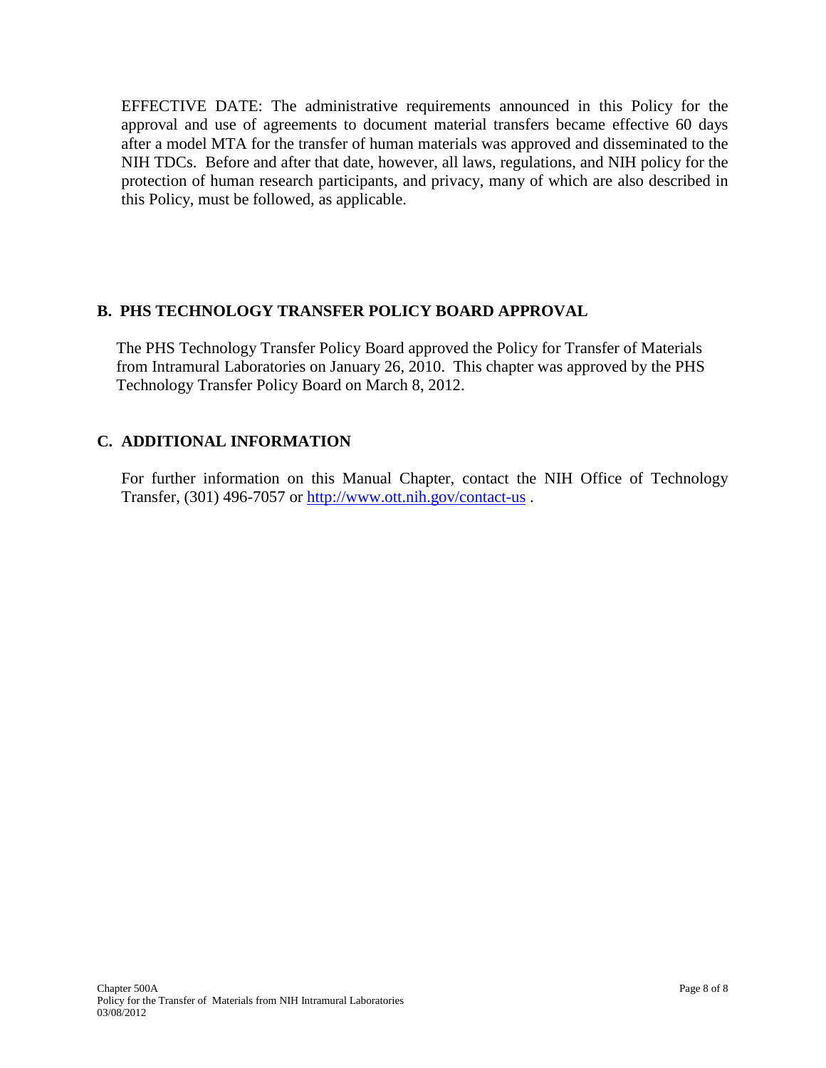EFFECTIVE DATE: The administrative requirements announced in this Policy for the approval and use of agreements to document material transfers became effective 60 days after a model MTA for the transfer of human materials was approved and disseminated to the NIH TDCs. Before and after that date, however, all laws, regulations, and NIH policy for the protection of human research participants, and privacy, many of which are also described in this Policy, must be followed, as applicable.

## B. PHS TECHNOLOGY TRANSFER POLICY BOARD APPROVAL

The PHS Technology Transfer Policy Board approved the Policy for Transfer of Materials from Intramural Laboratories on January 26, 2010. This chapter was approved by the PHS Technology Transfer Policy Board on March 8, 2012.

## C. ADDITIONAL INFORMATION

For further information on this Manual Chapter, contact the NIH Office of Technology Transfer, (301) 496-7057 or http://www.ott.nih.gov/contact-us .